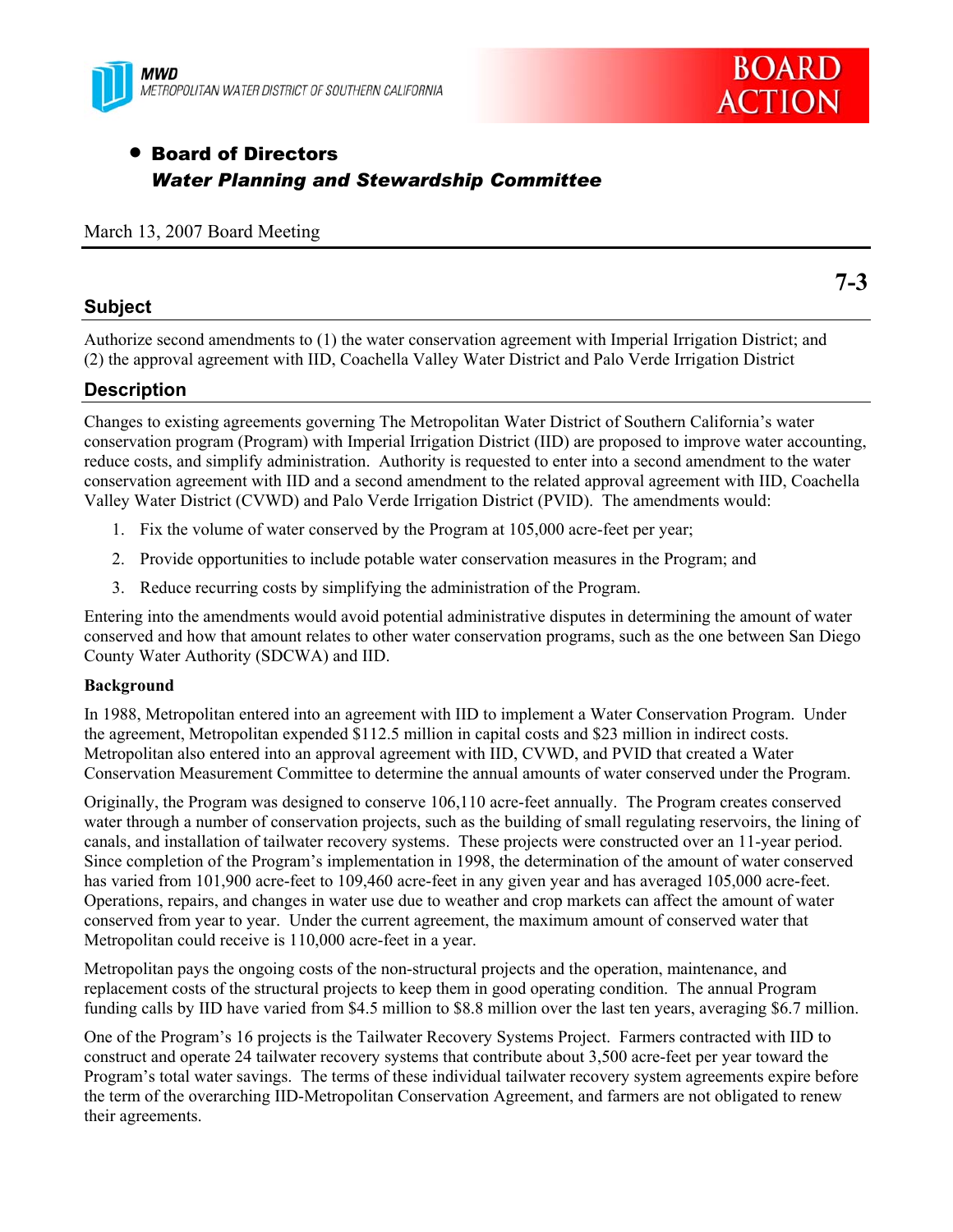MWD
METROPOLITAN WATER DISTRICT OF SOUTHERN CALIFORNIA

**BOARD ACTION**

- **Board of Directors**
  ***Water Planning and Stewardship Committee***

March 13, 2007 Board Meeting

**7-3**

## Subject

Authorize second amendments to (1) the water conservation agreement with Imperial Irrigation District; and (2) the approval agreement with IID, Coachella Valley Water District and Palo Verde Irrigation District

## Description

Changes to existing agreements governing The Metropolitan Water District of Southern California's water conservation program (Program) with Imperial Irrigation District (IID) are proposed to improve water accounting, reduce costs, and simplify administration. Authority is requested to enter into a second amendment to the water conservation agreement with IID and a second amendment to the related approval agreement with IID, Coachella Valley Water District (CVWD) and Palo Verde Irrigation District (PVID). The amendments would:

1. Fix the volume of water conserved by the Program at 105,000 acre-feet per year;
2. Provide opportunities to include potable water conservation measures in the Program; and
3. Reduce recurring costs by simplifying the administration of the Program.

Entering into the amendments would avoid potential administrative disputes in determining the amount of water conserved and how that amount relates to other water conservation programs, such as the one between San Diego County Water Authority (SDCWA) and IID.

### Background

In 1988, Metropolitan entered into an agreement with IID to implement a Water Conservation Program. Under the agreement, Metropolitan expended $112.5 million in capital costs and $23 million in indirect costs. Metropolitan also entered into an approval agreement with IID, CVWD, and PVID that created a Water Conservation Measurement Committee to determine the annual amounts of water conserved under the Program.

Originally, the Program was designed to conserve 106,110 acre-feet annually. The Program creates conserved water through a number of conservation projects, such as the building of small regulating reservoirs, the lining of canals, and installation of tailwater recovery systems. These projects were constructed over an 11-year period. Since completion of the Program's implementation in 1998, the determination of the amount of water conserved has varied from 101,900 acre-feet to 109,460 acre-feet in any given year and has averaged 105,000 acre-feet. Operations, repairs, and changes in water use due to weather and crop markets can affect the amount of water conserved from year to year. Under the current agreement, the maximum amount of conserved water that Metropolitan could receive is 110,000 acre-feet in a year.

Metropolitan pays the ongoing costs of the non-structural projects and the operation, maintenance, and replacement costs of the structural projects to keep them in good operating condition. The annual Program funding calls by IID have varied from $4.5 million to $8.8 million over the last ten years, averaging $6.7 million.

One of the Program's 16 projects is the Tailwater Recovery Systems Project. Farmers contracted with IID to construct and operate 24 tailwater recovery systems that contribute about 3,500 acre-feet per year toward the Program's total water savings. The terms of these individual tailwater recovery system agreements expire before the term of the overarching IID-Metropolitan Conservation Agreement, and farmers are not obligated to renew their agreements.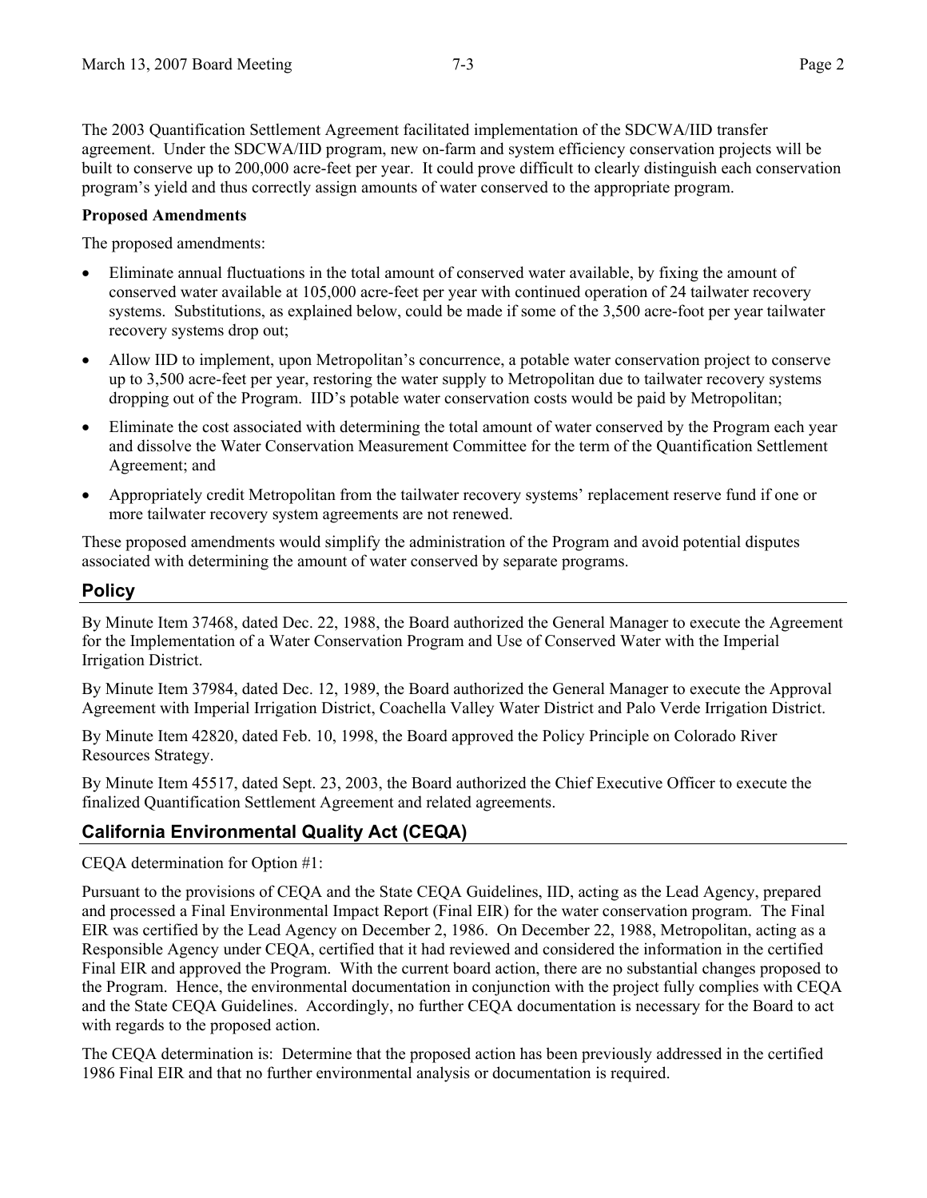The 2003 Quantification Settlement Agreement facilitated implementation of the SDCWA/IID transfer agreement. Under the SDCWA/IID program, new on-farm and system efficiency conservation projects will be built to conserve up to 200,000 acre-feet per year. It could prove difficult to clearly distinguish each conservation program's yield and thus correctly assign amounts of water conserved to the appropriate program.

**Proposed Amendments**

The proposed amendments:

- Eliminate annual fluctuations in the total amount of conserved water available, by fixing the amount of conserved water available at 105,000 acre-feet per year with continued operation of 24 tailwater recovery systems. Substitutions, as explained below, could be made if some of the 3,500 acre-foot per year tailwater recovery systems drop out;
- Allow IID to implement, upon Metropolitan's concurrence, a potable water conservation project to conserve up to 3,500 acre-feet per year, restoring the water supply to Metropolitan due to tailwater recovery systems dropping out of the Program. IID's potable water conservation costs would be paid by Metropolitan;
- Eliminate the cost associated with determining the total amount of water conserved by the Program each year and dissolve the Water Conservation Measurement Committee for the term of the Quantification Settlement Agreement; and
- Appropriately credit Metropolitan from the tailwater recovery systems' replacement reserve fund if one or more tailwater recovery system agreements are not renewed.

These proposed amendments would simplify the administration of the Program and avoid potential disputes associated with determining the amount of water conserved by separate programs.

## Policy

By Minute Item 37468, dated Dec. 22, 1988, the Board authorized the General Manager to execute the Agreement for the Implementation of a Water Conservation Program and Use of Conserved Water with the Imperial Irrigation District.

By Minute Item 37984, dated Dec. 12, 1989, the Board authorized the General Manager to execute the Approval Agreement with Imperial Irrigation District, Coachella Valley Water District and Palo Verde Irrigation District.

By Minute Item 42820, dated Feb. 10, 1998, the Board approved the Policy Principle on Colorado River Resources Strategy.

By Minute Item 45517, dated Sept. 23, 2003, the Board authorized the Chief Executive Officer to execute the finalized Quantification Settlement Agreement and related agreements.

## California Environmental Quality Act (CEQA)

CEQA determination for Option #1:

Pursuant to the provisions of CEQA and the State CEQA Guidelines, IID, acting as the Lead Agency, prepared and processed a Final Environmental Impact Report (Final EIR) for the water conservation program. The Final EIR was certified by the Lead Agency on December 2, 1986. On December 22, 1988, Metropolitan, acting as a Responsible Agency under CEQA, certified that it had reviewed and considered the information in the certified Final EIR and approved the Program. With the current board action, there are no substantial changes proposed to the Program. Hence, the environmental documentation in conjunction with the project fully complies with CEQA and the State CEQA Guidelines. Accordingly, no further CEQA documentation is necessary for the Board to act with regards to the proposed action.

The CEQA determination is: Determine that the proposed action has been previously addressed in the certified 1986 Final EIR and that no further environmental analysis or documentation is required.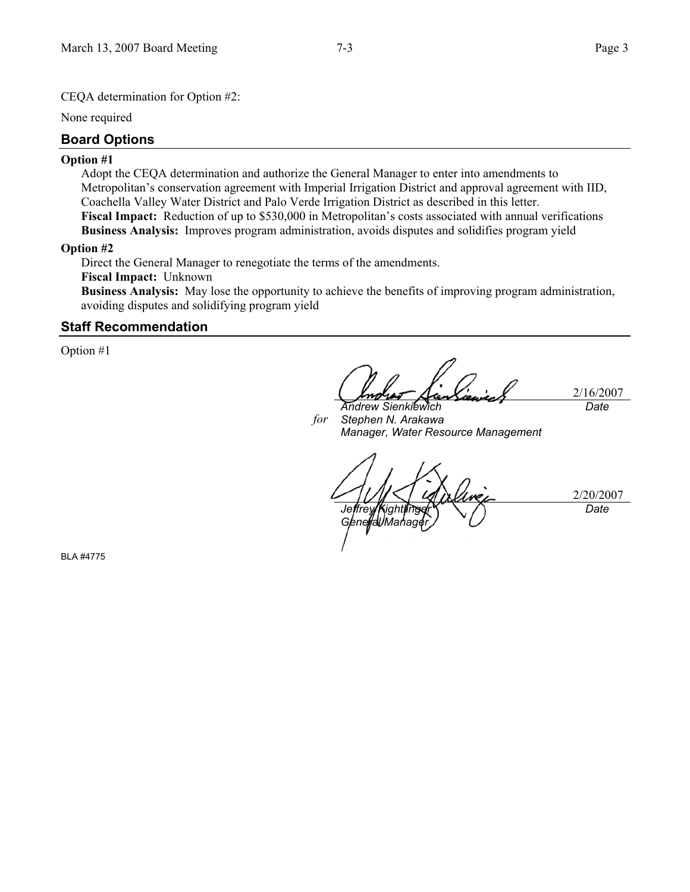CEQA determination for Option #2:

None required

## Board Options

**Option #1**

Adopt the CEQA determination and authorize the General Manager to enter into amendments to Metropolitan's conservation agreement with Imperial Irrigation District and approval agreement with IID, Coachella Valley Water District and Palo Verde Irrigation District as described in this letter.

**Fiscal Impact:** Reduction of up to $530,000 in Metropolitan's costs associated with annual verifications

**Business Analysis:** Improves program administration, avoids disputes and solidifies program yield

**Option #2**

Direct the General Manager to renegotiate the terms of the amendments.

**Fiscal Impact:** Unknown

**Business Analysis:** May lose the opportunity to achieve the benefits of improving program administration, avoiding disputes and solidifying program yield

## Staff Recommendation

Option #1

2/16/2007

*Andrew Sienkiewich* — *Date*

*for* *Stephen N. Arakawa*
*Manager, Water Resource Management*

2/20/2007

*Jeffrey Kightlinger* — *Date*
*General Manager*

BLA #4775